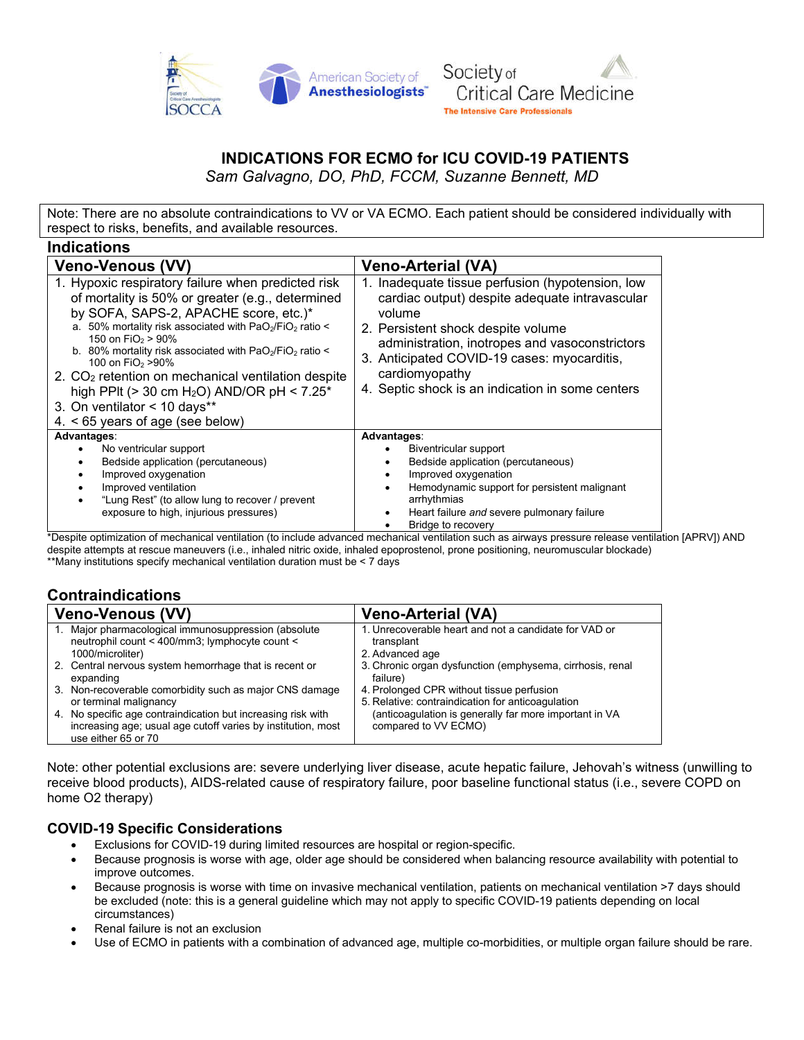# INDICATIONS FOR ECMO for ICU COVID-19 PATIENTS

*Sam Galvagno, DO, PhD, FCCM, Suzanne Bennett, MD*

Note: There are no absolute contraindications to VV or VA ECMO. Each patient should be considered individually with respect to risks, benefits, and available resources.

## Indications

| Veno-Venous (VV) | Veno-Arterial (VA) |
|---|---|
| 1. Hypoxic respiratory failure when predicted risk of mortality is 50% or greater (e.g., determined by SOFA, SAPS-2, APACHE score, etc.)*<br>a. 50% mortality risk associated with $PaO_2/FiO_2$ ratio < 150 on $FiO_2$ > 90%<br>b. 80% mortality risk associated with $PaO_2/FiO_2$ ratio < 100 on $FiO_2$ >90%<br>2. $CO_2$ retention on mechanical ventilation despite high PPlt (> 30 cm $H_2O$) AND/OR pH < 7.25*<br>3. On ventilator < 10 days**<br>4. < 65 years of age (see below) | 1. Inadequate tissue perfusion (hypotension, low cardiac output) despite adequate intravascular volume<br>2. Persistent shock despite volume administration, inotropes and vasoconstrictors<br>3. Anticipated COVID-19 cases: myocarditis, cardiomyopathy<br>4. Septic shock is an indication in some centers |
| **Advantages**:<br>• No ventricular support<br>• Bedside application (percutaneous)<br>• Improved oxygenation<br>• Improved ventilation<br>• "Lung Rest" (to allow lung to recover / prevent exposure to high, injurious pressures) | **Advantages**:<br>• Biventricular support<br>• Bedside application (percutaneous)<br>• Improved oxygenation<br>• Hemodynamic support for persistent malignant arrhythmias<br>• Heart failure *and* severe pulmonary failure<br>• Bridge to recovery |

*Despite optimization of mechanical ventilation (to include advanced mechanical ventilation such as airways pressure release ventilation [APRV]) AND despite attempts at rescue maneuvers (i.e., inhaled nitric oxide, inhaled epoprostenol, prone positioning, neuromuscular blockade)

**Many institutions specify mechanical ventilation duration must be < 7 days

## Contraindications

| Veno-Venous (VV) | Veno-Arterial (VA) |
|---|---|
| 1. Major pharmacological immunosuppression (absolute neutrophil count < 400/mm3; lymphocyte count < 1000/microliter)<br>2. Central nervous system hemorrhage that is recent or expanding<br>3. Non-recoverable comorbidity such as major CNS damage or terminal malignancy<br>4. No specific age contraindication but increasing risk with increasing age; usual age cutoff varies by institution, most use either 65 or 70 | 1. Unrecoverable heart and not a candidate for VAD or transplant<br>2. Advanced age<br>3. Chronic organ dysfunction (emphysema, cirrhosis, renal failure)<br>4. Prolonged CPR without tissue perfusion<br>5. Relative: contraindication for anticoagulation (anticoagulation is generally far more important in VA compared to VV ECMO) |

Note: other potential exclusions are: severe underlying liver disease, acute hepatic failure, Jehovah's witness (unwilling to receive blood products), AIDS-related cause of respiratory failure, poor baseline functional status (i.e., severe COPD on home O2 therapy)

## COVID-19 Specific Considerations

- Exclusions for COVID-19 during limited resources are hospital or region-specific.
- Because prognosis is worse with age, older age should be considered when balancing resource availability with potential to improve outcomes.
- Because prognosis is worse with time on invasive mechanical ventilation, patients on mechanical ventilation >7 days should be excluded (note: this is a general guideline which may not apply to specific COVID-19 patients depending on local circumstances)
- Renal failure is not an exclusion
- Use of ECMO in patients with a combination of advanced age, multiple co-morbidities, or multiple organ failure should be rare.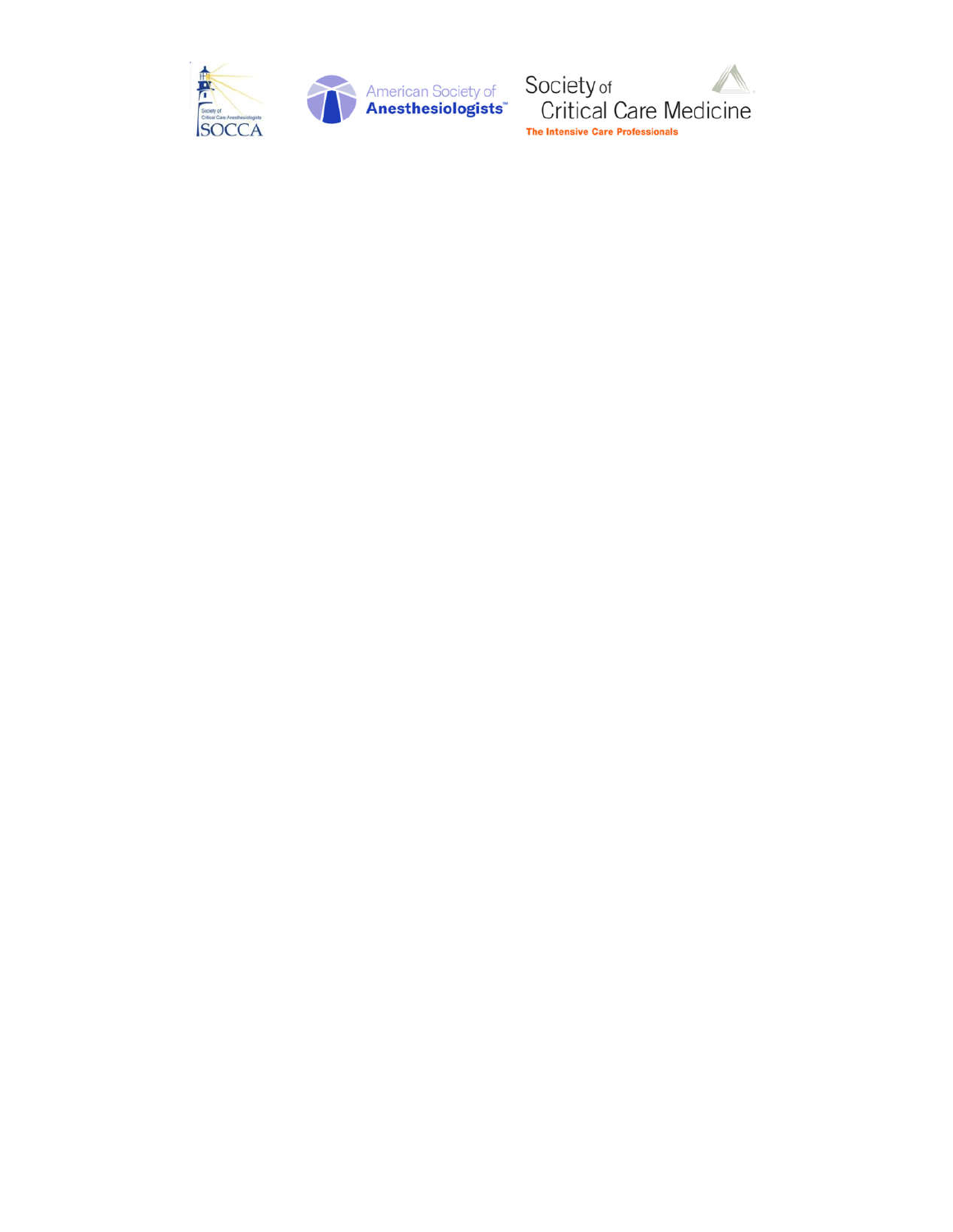Society of Critical Care Anesthesiologists SOCCA

American Society of Anesthesiologists™

Society of Critical Care Medicine

The Intensive Care Professionals